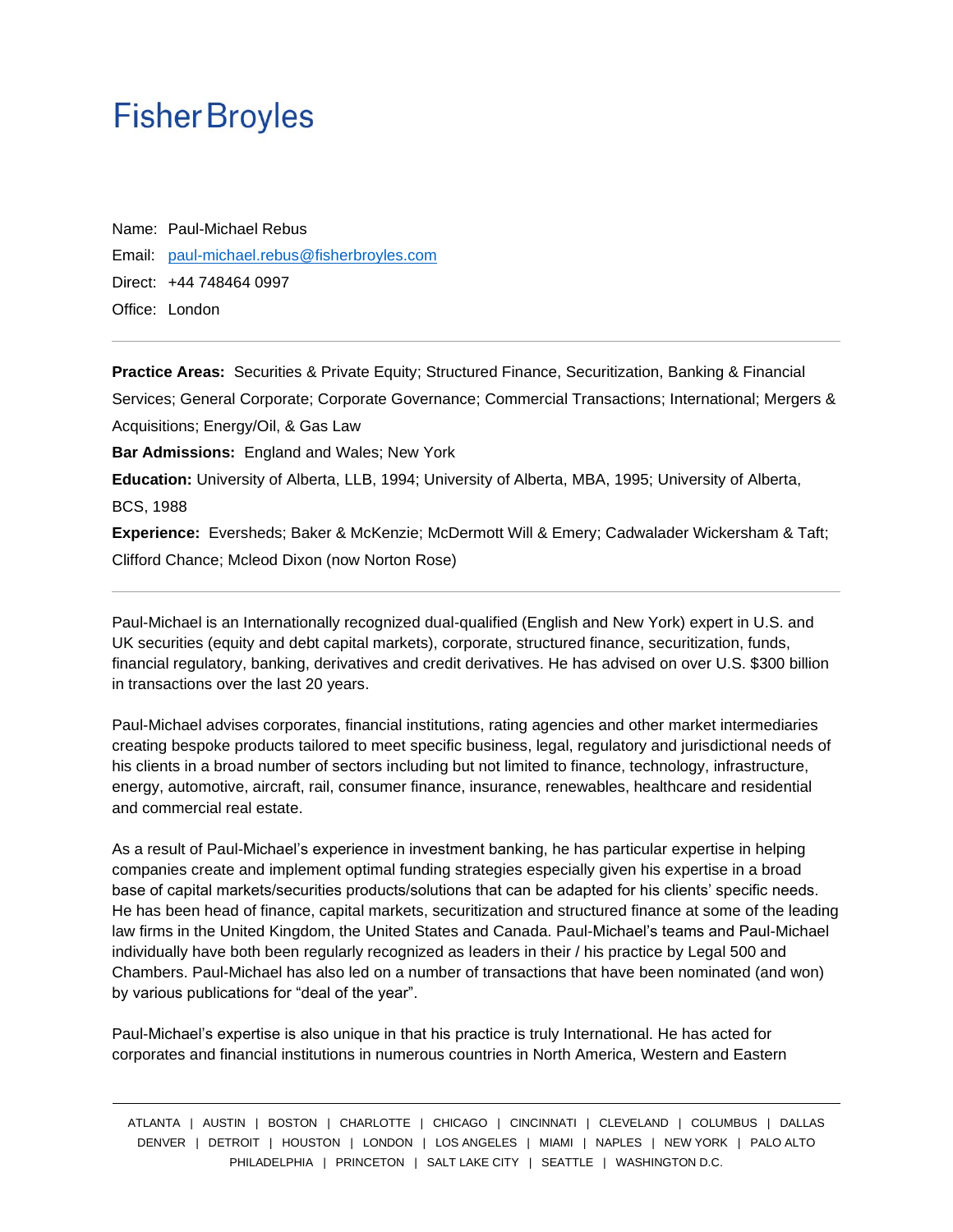# Fisher Broyles

Name: Paul-Michael Rebus

Email: paul-michael.rebus@fisherbroyles.com

Direct: +44 748464 0997

Office: London

---

**Practice Areas:** Securities & Private Equity; Structured Finance, Securitization, Banking & Financial Services; General Corporate; Corporate Governance; Commercial Transactions; International; Mergers & Acquisitions; Energy/Oil, & Gas Law

**Bar Admissions:** England and Wales; New York

**Education:** University of Alberta, LLB, 1994; University of Alberta, MBA, 1995; University of Alberta, BCS, 1988

**Experience:** Eversheds; Baker & McKenzie; McDermott Will & Emery; Cadwalader Wickersham & Taft; Clifford Chance; Mcleod Dixon (now Norton Rose)

---

Paul-Michael is an Internationally recognized dual-qualified (English and New York) expert in U.S. and UK securities (equity and debt capital markets), corporate, structured finance, securitization, funds, financial regulatory, banking, derivatives and credit derivatives. He has advised on over U.S. $300 billion in transactions over the last 20 years.

Paul-Michael advises corporates, financial institutions, rating agencies and other market intermediaries creating bespoke products tailored to meet specific business, legal, regulatory and jurisdictional needs of his clients in a broad number of sectors including but not limited to finance, technology, infrastructure, energy, automotive, aircraft, rail, consumer finance, insurance, renewables, healthcare and residential and commercial real estate.

As a result of Paul-Michael's experience in investment banking, he has particular expertise in helping companies create and implement optimal funding strategies especially given his expertise in a broad base of capital markets/securities products/solutions that can be adapted for his clients' specific needs. He has been head of finance, capital markets, securitization and structured finance at some of the leading law firms in the United Kingdom, the United States and Canada. Paul-Michael's teams and Paul-Michael individually have both been regularly recognized as leaders in their / his practice by Legal 500 and Chambers. Paul-Michael has also led on a number of transactions that have been nominated (and won) by various publications for "deal of the year".

Paul-Michael's expertise is also unique in that his practice is truly International. He has acted for corporates and financial institutions in numerous countries in North America, Western and Eastern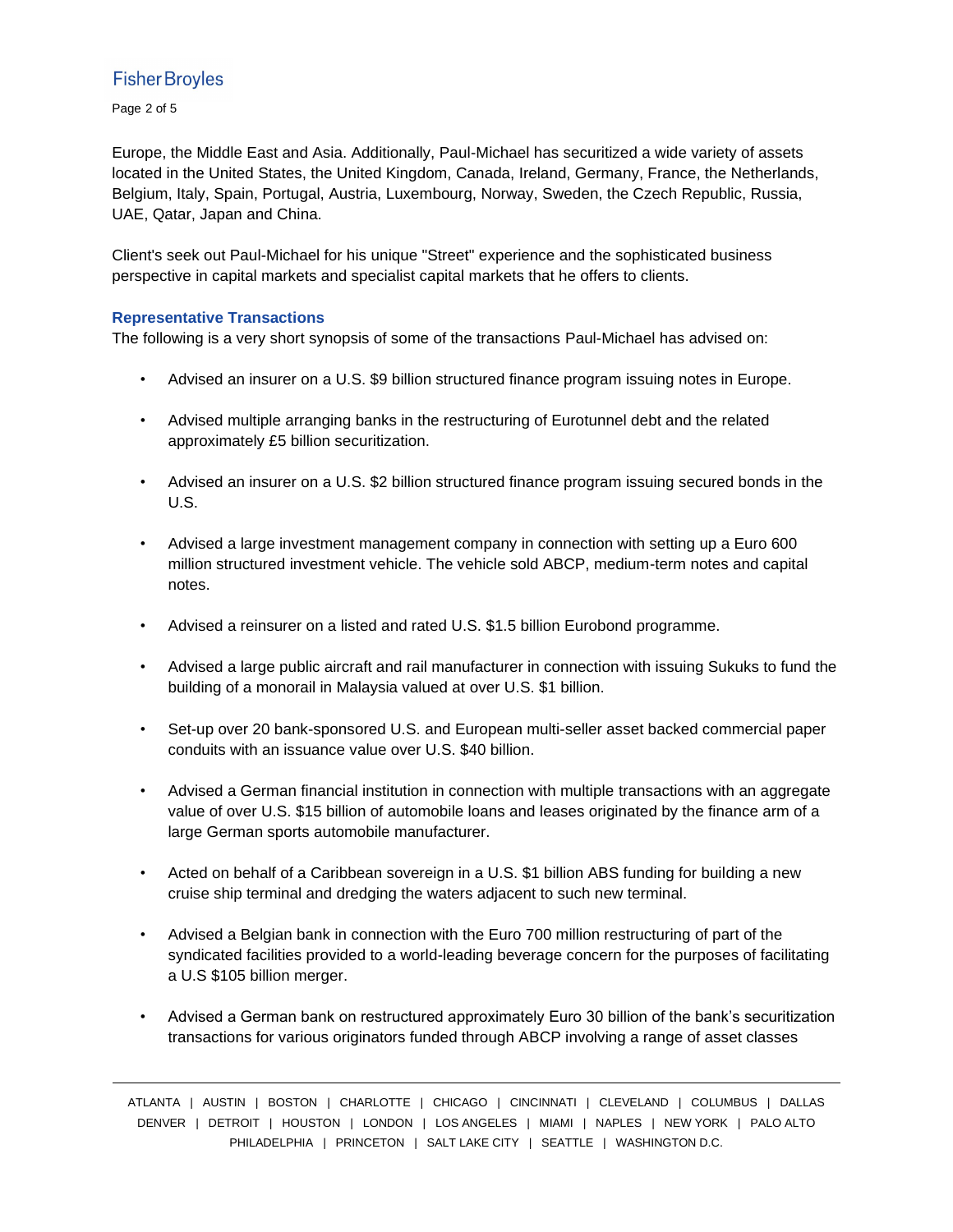Europe, the Middle East and Asia. Additionally, Paul-Michael has securitized a wide variety of assets located in the United States, the United Kingdom, Canada, Ireland, Germany, France, the Netherlands, Belgium, Italy, Spain, Portugal, Austria, Luxembourg, Norway, Sweden, the Czech Republic, Russia, UAE, Qatar, Japan and China.

Client's seek out Paul-Michael for his unique "Street" experience and the sophisticated business perspective in capital markets and specialist capital markets that he offers to clients.

### Representative Transactions

The following is a very short synopsis of some of the transactions Paul-Michael has advised on:

- Advised an insurer on a U.S. $9 billion structured finance program issuing notes in Europe.
- Advised multiple arranging banks in the restructuring of Eurotunnel debt and the related approximately £5 billion securitization.
- Advised an insurer on a U.S. $2 billion structured finance program issuing secured bonds in the U.S.
- Advised a large investment management company in connection with setting up a Euro 600 million structured investment vehicle. The vehicle sold ABCP, medium-term notes and capital notes.
- Advised a reinsurer on a listed and rated U.S. $1.5 billion Eurobond programme.
- Advised a large public aircraft and rail manufacturer in connection with issuing Sukuks to fund the building of a monorail in Malaysia valued at over U.S. $1 billion.
- Set-up over 20 bank-sponsored U.S. and European multi-seller asset backed commercial paper conduits with an issuance value over U.S. $40 billion.
- Advised a German financial institution in connection with multiple transactions with an aggregate value of over U.S. $15 billion of automobile loans and leases originated by the finance arm of a large German sports automobile manufacturer.
- Acted on behalf of a Caribbean sovereign in a U.S. $1 billion ABS funding for building a new cruise ship terminal and dredging the waters adjacent to such new terminal.
- Advised a Belgian bank in connection with the Euro 700 million restructuring of part of the syndicated facilities provided to a world-leading beverage concern for the purposes of facilitating a U.S $105 billion merger.
- Advised a German bank on restructured approximately Euro 30 billion of the bank's securitization transactions for various originators funded through ABCP involving a range of asset classes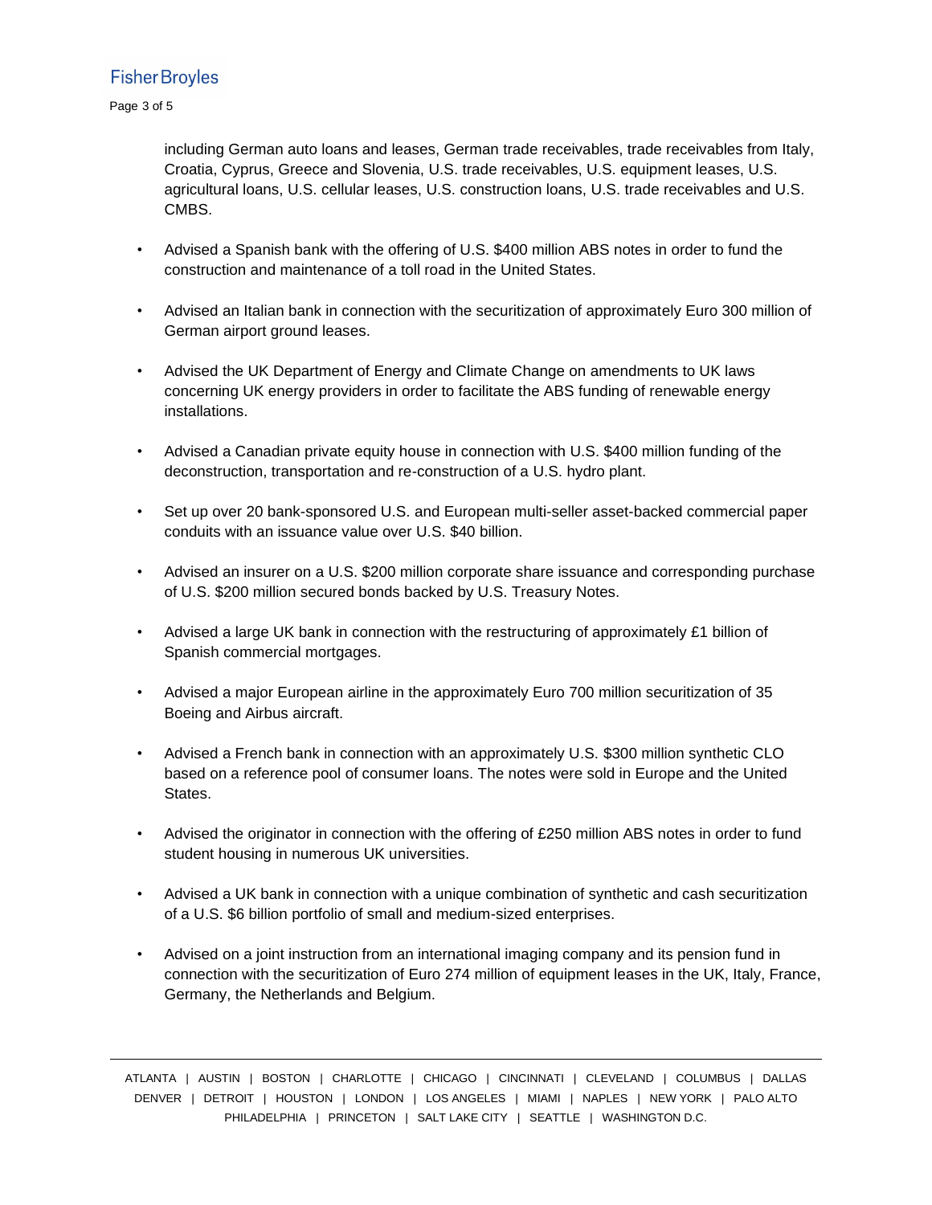including German auto loans and leases, German trade receivables, trade receivables from Italy, Croatia, Cyprus, Greece and Slovenia, U.S. trade receivables, U.S. equipment leases, U.S. agricultural loans, U.S. cellular leases, U.S. construction loans, U.S. trade receivables and U.S. CMBS.

- Advised a Spanish bank with the offering of U.S. $400 million ABS notes in order to fund the construction and maintenance of a toll road in the United States.
- Advised an Italian bank in connection with the securitization of approximately Euro 300 million of German airport ground leases.
- Advised the UK Department of Energy and Climate Change on amendments to UK laws concerning UK energy providers in order to facilitate the ABS funding of renewable energy installations.
- Advised a Canadian private equity house in connection with U.S. $400 million funding of the deconstruction, transportation and re-construction of a U.S. hydro plant.
- Set up over 20 bank-sponsored U.S. and European multi-seller asset-backed commercial paper conduits with an issuance value over U.S. $40 billion.
- Advised an insurer on a U.S. $200 million corporate share issuance and corresponding purchase of U.S. $200 million secured bonds backed by U.S. Treasury Notes.
- Advised a large UK bank in connection with the restructuring of approximately £1 billion of Spanish commercial mortgages.
- Advised a major European airline in the approximately Euro 700 million securitization of 35 Boeing and Airbus aircraft.
- Advised a French bank in connection with an approximately U.S. $300 million synthetic CLO based on a reference pool of consumer loans. The notes were sold in Europe and the United States.
- Advised the originator in connection with the offering of £250 million ABS notes in order to fund student housing in numerous UK universities.
- Advised a UK bank in connection with a unique combination of synthetic and cash securitization of a U.S. $6 billion portfolio of small and medium-sized enterprises.
- Advised on a joint instruction from an international imaging company and its pension fund in connection with the securitization of Euro 274 million of equipment leases in the UK, Italy, France, Germany, the Netherlands and Belgium.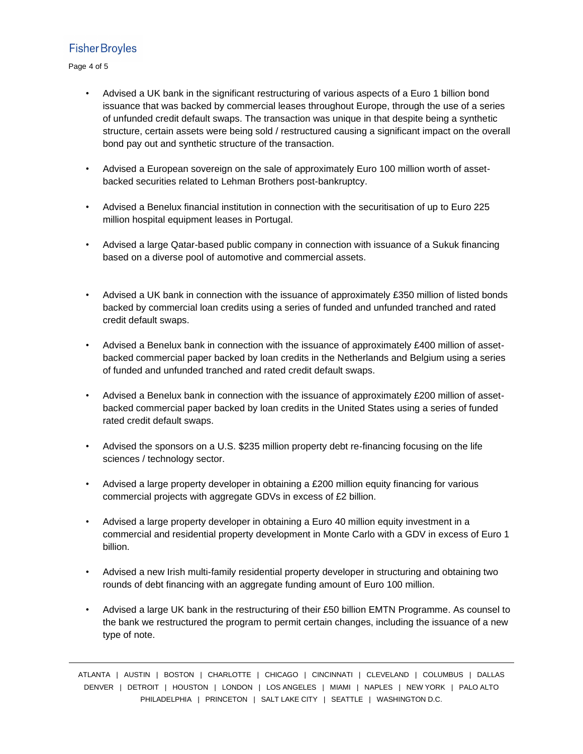- Advised a UK bank in the significant restructuring of various aspects of a Euro 1 billion bond issuance that was backed by commercial leases throughout Europe, through the use of a series of unfunded credit default swaps. The transaction was unique in that despite being a synthetic structure, certain assets were being sold / restructured causing a significant impact on the overall bond pay out and synthetic structure of the transaction.

- Advised a European sovereign on the sale of approximately Euro 100 million worth of asset-backed securities related to Lehman Brothers post-bankruptcy.

- Advised a Benelux financial institution in connection with the securitisation of up to Euro 225 million hospital equipment leases in Portugal.

- Advised a large Qatar-based public company in connection with issuance of a Sukuk financing based on a diverse pool of automotive and commercial assets.

- Advised a UK bank in connection with the issuance of approximately £350 million of listed bonds backed by commercial loan credits using a series of funded and unfunded tranched and rated credit default swaps.

- Advised a Benelux bank in connection with the issuance of approximately £400 million of asset-backed commercial paper backed by loan credits in the Netherlands and Belgium using a series of funded and unfunded tranched and rated credit default swaps.

- Advised a Benelux bank in connection with the issuance of approximately £200 million of asset-backed commercial paper backed by loan credits in the United States using a series of funded rated credit default swaps.

- Advised the sponsors on a U.S. $235 million property debt re-financing focusing on the life sciences / technology sector.

- Advised a large property developer in obtaining a £200 million equity financing for various commercial projects with aggregate GDVs in excess of £2 billion.

- Advised a large property developer in obtaining a Euro 40 million equity investment in a commercial and residential property development in Monte Carlo with a GDV in excess of Euro 1 billion.

- Advised a new Irish multi-family residential property developer in structuring and obtaining two rounds of debt financing with an aggregate funding amount of Euro 100 million.

- Advised a large UK bank in the restructuring of their £50 billion EMTN Programme. As counsel to the bank we restructured the program to permit certain changes, including the issuance of a new type of note.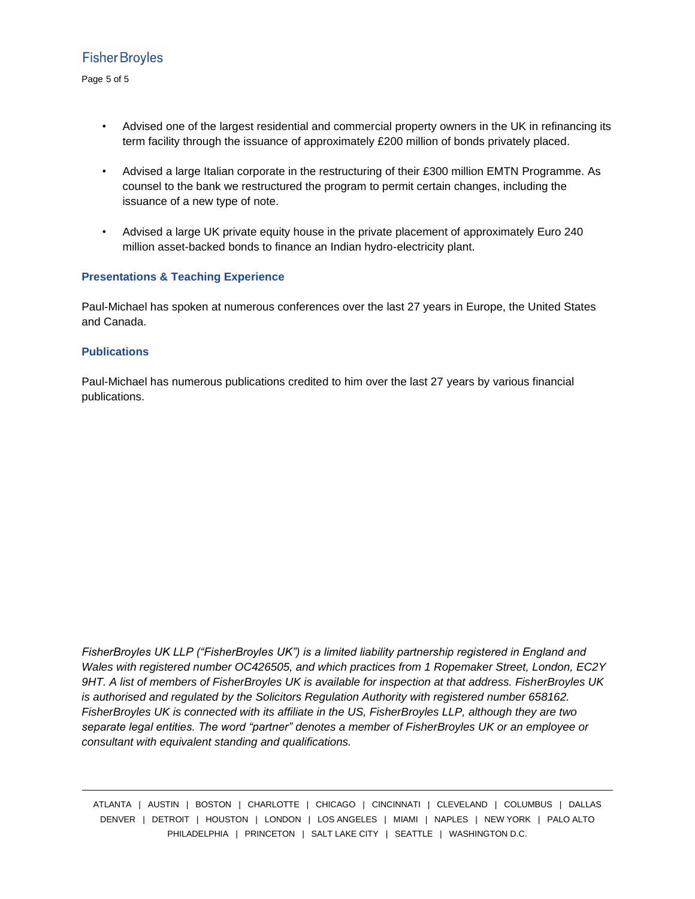- Advised one of the largest residential and commercial property owners in the UK in refinancing its term facility through the issuance of approximately £200 million of bonds privately placed.

- Advised a large Italian corporate in the restructuring of their £300 million EMTN Programme. As counsel to the bank we restructured the program to permit certain changes, including the issuance of a new type of note.

- Advised a large UK private equity house in the private placement of approximately Euro 240 million asset-backed bonds to finance an Indian hydro-electricity plant.

## Presentations & Teaching Experience

Paul-Michael has spoken at numerous conferences over the last 27 years in Europe, the United States and Canada.

## Publications

Paul-Michael has numerous publications credited to him over the last 27 years by various financial publications.

*FisherBroyles UK LLP ("FisherBroyles UK") is a limited liability partnership registered in England and Wales with registered number OC426505, and which practices from 1 Ropemaker Street, London, EC2Y 9HT. A list of members of FisherBroyles UK is available for inspection at that address. FisherBroyles UK is authorised and regulated by the Solicitors Regulation Authority with registered number 658162. FisherBroyles UK is connected with its affiliate in the US, FisherBroyles LLP, although they are two separate legal entities. The word "partner" denotes a member of FisherBroyles UK or an employee or consultant with equivalent standing and qualifications.*

ATLANTA | AUSTIN | BOSTON | CHARLOTTE | CHICAGO | CINCINNATI | CLEVELAND | COLUMBUS | DALLAS
DENVER | DETROIT | HOUSTON | LONDON | LOS ANGELES | MIAMI | NAPLES | NEW YORK | PALO ALTO
PHILADELPHIA | PRINCETON | SALT LAKE CITY | SEATTLE | WASHINGTON D.C.